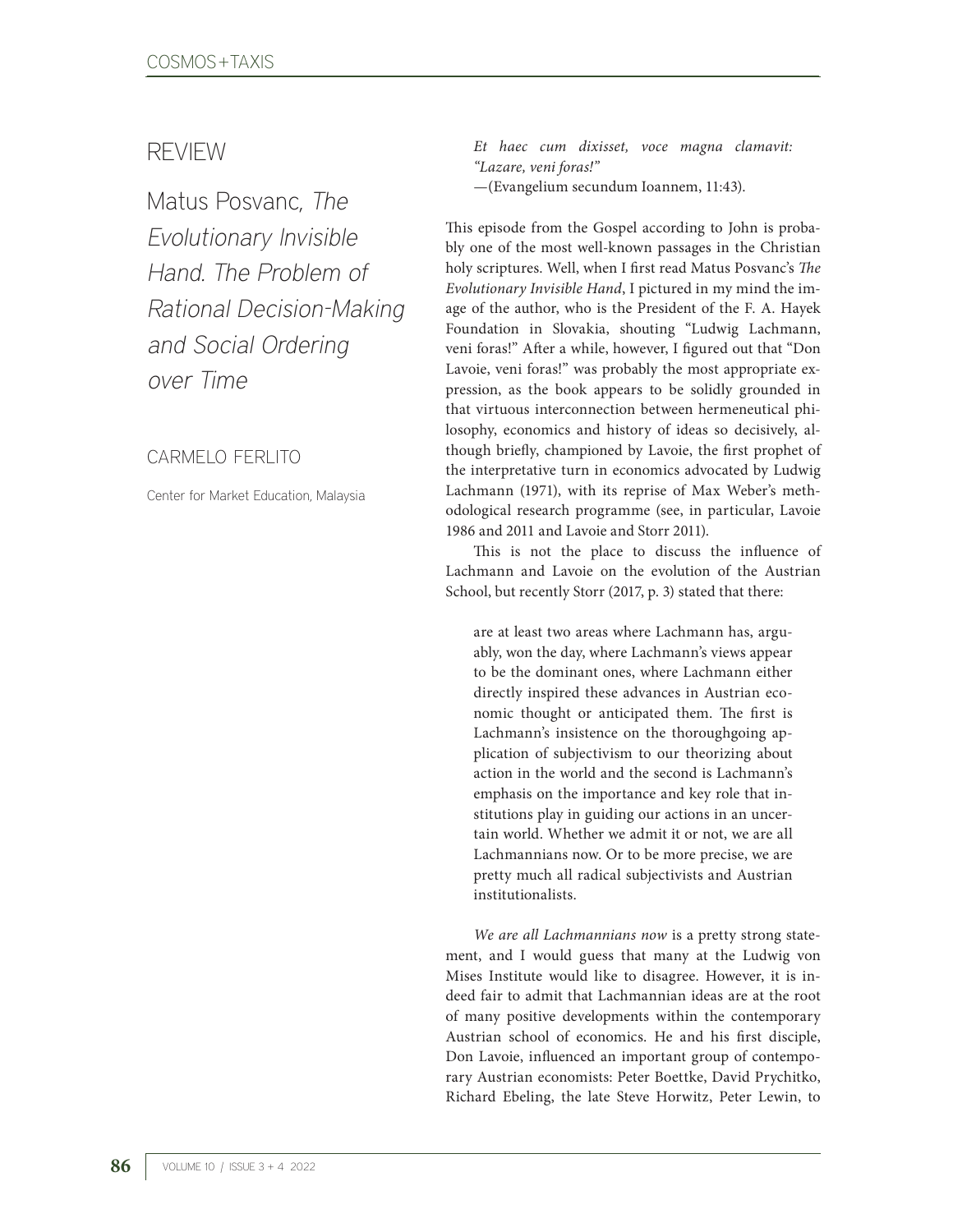# REVIEW

## Matus Posvanc, *The Evolutionary Invisible Hand. The Problem of Rational Decision-Making and Social Ordering over Time*

CARMELO FERLITO

Center for Market Education, Malaysia

> *Et haec cum dixisset, voce magna clamavit: "Lazare, veni foras!"*
> —(Evangelium secundum Ioannem, 11:43).

This episode from the Gospel according to John is probably one of the most well-known passages in the Christian holy scriptures. Well, when I first read Matus Posvanc's *The Evolutionary Invisible Hand*, I pictured in my mind the image of the author, who is the President of the F. A. Hayek Foundation in Slovakia, shouting "Ludwig Lachmann, veni foras!" After a while, however, I figured out that "Don Lavoie, veni foras!" was probably the most appropriate expression, as the book appears to be solidly grounded in that virtuous interconnection between hermeneutical philosophy, economics and history of ideas so decisively, although briefly, championed by Lavoie, the first prophet of the interpretative turn in economics advocated by Ludwig Lachmann (1971), with its reprise of Max Weber's methodological research programme (see, in particular, Lavoie 1986 and 2011 and Lavoie and Storr 2011).

This is not the place to discuss the influence of Lachmann and Lavoie on the evolution of the Austrian School, but recently Storr (2017, p. 3) stated that there:

> are at least two areas where Lachmann has, arguably, won the day, where Lachmann's views appear to be the dominant ones, where Lachmann either directly inspired these advances in Austrian economic thought or anticipated them. The first is Lachmann's insistence on the thoroughgoing application of subjectivism to our theorizing about action in the world and the second is Lachmann's emphasis on the importance and key role that institutions play in guiding our actions in an uncertain world. Whether we admit it or not, we are all Lachmannians now. Or to be more precise, we are pretty much all radical subjectivists and Austrian institutionalists.

*We are all Lachmannians now* is a pretty strong statement, and I would guess that many at the Ludwig von Mises Institute would like to disagree. However, it is indeed fair to admit that Lachmannian ideas are at the root of many positive developments within the contemporary Austrian school of economics. He and his first disciple, Don Lavoie, influenced an important group of contemporary Austrian economists: Peter Boettke, David Prychitko, Richard Ebeling, the late Steve Horwitz, Peter Lewin, to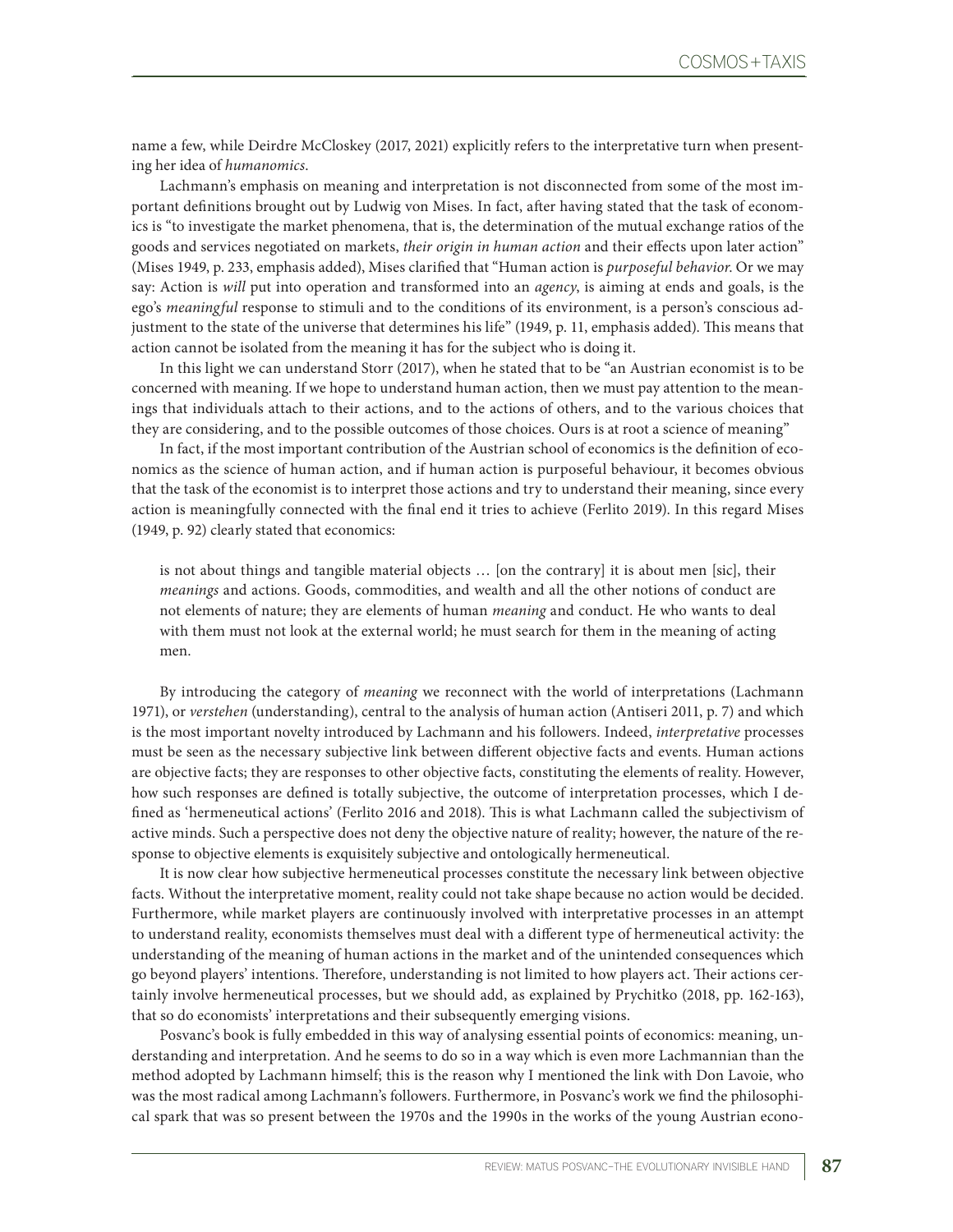name a few, while Deirdre McCloskey (2017, 2021) explicitly refers to the interpretative turn when presenting her idea of *humanomics*.

Lachmann's emphasis on meaning and interpretation is not disconnected from some of the most important definitions brought out by Ludwig von Mises. In fact, after having stated that the task of economics is "to investigate the market phenomena, that is, the determination of the mutual exchange ratios of the goods and services negotiated on markets, *their origin in human action* and their effects upon later action" (Mises 1949, p. 233, emphasis added), Mises clarified that "Human action is *purposeful behavior*. Or we may say: Action is *will* put into operation and transformed into an *agency*, is aiming at ends and goals, is the ego's *meaningful* response to stimuli and to the conditions of its environment, is a person's conscious adjustment to the state of the universe that determines his life" (1949, p. 11, emphasis added). This means that action cannot be isolated from the meaning it has for the subject who is doing it.

In this light we can understand Storr (2017), when he stated that to be "an Austrian economist is to be concerned with meaning. If we hope to understand human action, then we must pay attention to the meanings that individuals attach to their actions, and to the actions of others, and to the various choices that they are considering, and to the possible outcomes of those choices. Ours is at root a science of meaning"

In fact, if the most important contribution of the Austrian school of economics is the definition of economics as the science of human action, and if human action is purposeful behaviour, it becomes obvious that the task of the economist is to interpret those actions and try to understand their meaning, since every action is meaningfully connected with the final end it tries to achieve (Ferlito 2019). In this regard Mises (1949, p. 92) clearly stated that economics:

> is not about things and tangible material objects … [on the contrary] it is about men [sic], their *meanings* and actions. Goods, commodities, and wealth and all the other notions of conduct are not elements of nature; they are elements of human *meaning* and conduct. He who wants to deal with them must not look at the external world; he must search for them in the meaning of acting men.

By introducing the category of *meaning* we reconnect with the world of interpretations (Lachmann 1971), or *verstehen* (understanding), central to the analysis of human action (Antiseri 2011, p. 7) and which is the most important novelty introduced by Lachmann and his followers. Indeed, *interpretative* processes must be seen as the necessary subjective link between different objective facts and events. Human actions are objective facts; they are responses to other objective facts, constituting the elements of reality. However, how such responses are defined is totally subjective, the outcome of interpretation processes, which I defined as 'hermeneutical actions' (Ferlito 2016 and 2018). This is what Lachmann called the subjectivism of active minds. Such a perspective does not deny the objective nature of reality; however, the nature of the response to objective elements is exquisitely subjective and ontologically hermeneutical.

It is now clear how subjective hermeneutical processes constitute the necessary link between objective facts. Without the interpretative moment, reality could not take shape because no action would be decided. Furthermore, while market players are continuously involved with interpretative processes in an attempt to understand reality, economists themselves must deal with a different type of hermeneutical activity: the understanding of the meaning of human actions in the market and of the unintended consequences which go beyond players' intentions. Therefore, understanding is not limited to how players act. Their actions certainly involve hermeneutical processes, but we should add, as explained by Prychitko (2018, pp. 162-163), that so do economists' interpretations and their subsequently emerging visions.

Posvanc's book is fully embedded in this way of analysing essential points of economics: meaning, understanding and interpretation. And he seems to do so in a way which is even more Lachmannian than the method adopted by Lachmann himself; this is the reason why I mentioned the link with Don Lavoie, who was the most radical among Lachmann's followers. Furthermore, in Posvanc's work we find the philosophical spark that was so present between the 1970s and the 1990s in the works of the young Austrian econo-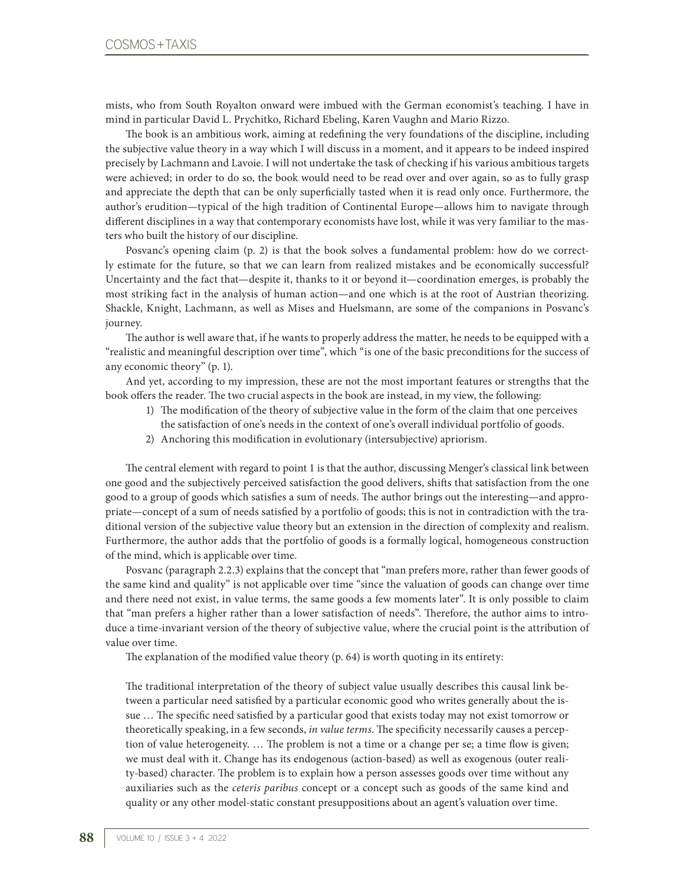mists, who from South Royalton onward were imbued with the German economist's teaching. I have in mind in particular David L. Prychitko, Richard Ebeling, Karen Vaughn and Mario Rizzo.

The book is an ambitious work, aiming at redefining the very foundations of the discipline, including the subjective value theory in a way which I will discuss in a moment, and it appears to be indeed inspired precisely by Lachmann and Lavoie. I will not undertake the task of checking if his various ambitious targets were achieved; in order to do so, the book would need to be read over and over again, so as to fully grasp and appreciate the depth that can be only superficially tasted when it is read only once. Furthermore, the author's erudition—typical of the high tradition of Continental Europe—allows him to navigate through different disciplines in a way that contemporary economists have lost, while it was very familiar to the masters who built the history of our discipline.

Posvanc's opening claim (p. 2) is that the book solves a fundamental problem: how do we correctly estimate for the future, so that we can learn from realized mistakes and be economically successful? Uncertainty and the fact that—despite it, thanks to it or beyond it—coordination emerges, is probably the most striking fact in the analysis of human action—and one which is at the root of Austrian theorizing. Shackle, Knight, Lachmann, as well as Mises and Huelsmann, are some of the companions in Posvanc's journey.

The author is well aware that, if he wants to properly address the matter, he needs to be equipped with a "realistic and meaningful description over time", which "is one of the basic preconditions for the success of any economic theory" (p. 1).

And yet, according to my impression, these are not the most important features or strengths that the book offers the reader. The two crucial aspects in the book are instead, in my view, the following:

1) The modification of the theory of subjective value in the form of the claim that one perceives the satisfaction of one's needs in the context of one's overall individual portfolio of goods.
2) Anchoring this modification in evolutionary (intersubjective) apriorism.

The central element with regard to point 1 is that the author, discussing Menger's classical link between one good and the subjectively perceived satisfaction the good delivers, shifts that satisfaction from the one good to a group of goods which satisfies a sum of needs. The author brings out the interesting—and appropriate—concept of a sum of needs satisfied by a portfolio of goods; this is not in contradiction with the traditional version of the subjective value theory but an extension in the direction of complexity and realism. Furthermore, the author adds that the portfolio of goods is a formally logical, homogeneous construction of the mind, which is applicable over time.

Posvanc (paragraph 2.2.3) explains that the concept that "man prefers more, rather than fewer goods of the same kind and quality" is not applicable over time "since the valuation of goods can change over time and there need not exist, in value terms, the same goods a few moments later". It is only possible to claim that "man prefers a higher rather than a lower satisfaction of needs". Therefore, the author aims to introduce a time-invariant version of the theory of subjective value, where the crucial point is the attribution of value over time.

The explanation of the modified value theory (p. 64) is worth quoting in its entirety:

> The traditional interpretation of the theory of subject value usually describes this causal link between a particular need satisfied by a particular economic good who writes generally about the issue … The specific need satisfied by a particular good that exists today may not exist tomorrow or theoretically speaking, in a few seconds, *in value terms*. The specificity necessarily causes a perception of value heterogeneity. … The problem is not a time or a change per se; a time flow is given; we must deal with it. Change has its endogenous (action-based) as well as exogenous (outer reality-based) character. The problem is to explain how a person assesses goods over time without any auxiliaries such as the *ceteris paribus* concept or a concept such as goods of the same kind and quality or any other model-static constant presuppositions about an agent's valuation over time.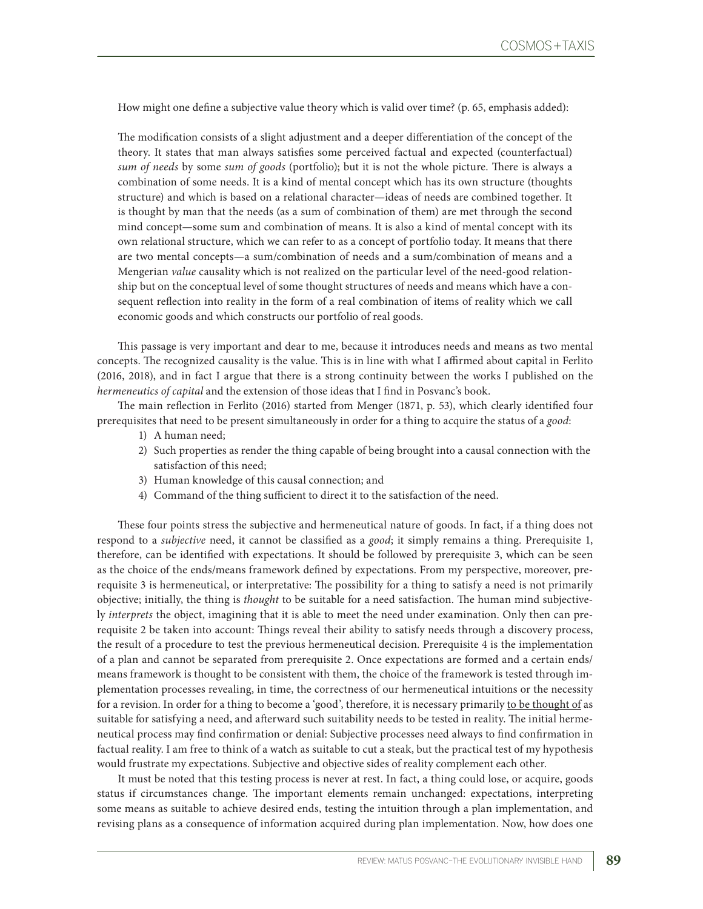How might one define a subjective value theory which is valid over time? (p. 65, emphasis added):

> The modification consists of a slight adjustment and a deeper differentiation of the concept of the theory. It states that man always satisfies some perceived factual and expected (counterfactual) *sum of needs* by some *sum of goods* (portfolio); but it is not the whole picture. There is always a combination of some needs. It is a kind of mental concept which has its own structure (thoughts structure) and which is based on a relational character—ideas of needs are combined together. It is thought by man that the needs (as a sum of combination of them) are met through the second mind concept—some sum and combination of means. It is also a kind of mental concept with its own relational structure, which we can refer to as a concept of portfolio today. It means that there are two mental concepts—a sum/combination of needs and a sum/combination of means and a Mengerian *value* causality which is not realized on the particular level of the need-good relationship but on the conceptual level of some thought structures of needs and means which have a consequent reflection into reality in the form of a real combination of items of reality which we call economic goods and which constructs our portfolio of real goods.

This passage is very important and dear to me, because it introduces needs and means as two mental concepts. The recognized causality is the value. This is in line with what I affirmed about capital in Ferlito (2016, 2018), and in fact I argue that there is a strong continuity between the works I published on the *hermeneutics of capital* and the extension of those ideas that I find in Posvanc's book.

The main reflection in Ferlito (2016) started from Menger (1871, p. 53), which clearly identified four prerequisites that need to be present simultaneously in order for a thing to acquire the status of a *good*:

1) A human need;
2) Such properties as render the thing capable of being brought into a causal connection with the satisfaction of this need;
3) Human knowledge of this causal connection; and
4) Command of the thing sufficient to direct it to the satisfaction of the need.

These four points stress the subjective and hermeneutical nature of goods. In fact, if a thing does not respond to a *subjective* need, it cannot be classified as a *good*; it simply remains a thing. Prerequisite 1, therefore, can be identified with expectations. It should be followed by prerequisite 3, which can be seen as the choice of the ends/means framework defined by expectations. From my perspective, moreover, prerequisite 3 is hermeneutical, or interpretative: The possibility for a thing to satisfy a need is not primarily objective; initially, the thing is *thought* to be suitable for a need satisfaction. The human mind subjectively *interprets* the object, imagining that it is able to meet the need under examination. Only then can prerequisite 2 be taken into account: Things reveal their ability to satisfy needs through a discovery process, the result of a procedure to test the previous hermeneutical decision. Prerequisite 4 is the implementation of a plan and cannot be separated from prerequisite 2. Once expectations are formed and a certain ends/means framework is thought to be consistent with them, the choice of the framework is tested through implementation processes revealing, in time, the correctness of our hermeneutical intuitions or the necessity for a revision. In order for a thing to become a 'good', therefore, it is necessary primarily <u>to be thought of</u> as suitable for satisfying a need, and afterward such suitability needs to be tested in reality. The initial hermeneutical process may find confirmation or denial: Subjective processes need always to find confirmation in factual reality. I am free to think of a watch as suitable to cut a steak, but the practical test of my hypothesis would frustrate my expectations. Subjective and objective sides of reality complement each other.

It must be noted that this testing process is never at rest. In fact, a thing could lose, or acquire, goods status if circumstances change. The important elements remain unchanged: expectations, interpreting some means as suitable to achieve desired ends, testing the intuition through a plan implementation, and revising plans as a consequence of information acquired during plan implementation. Now, how does one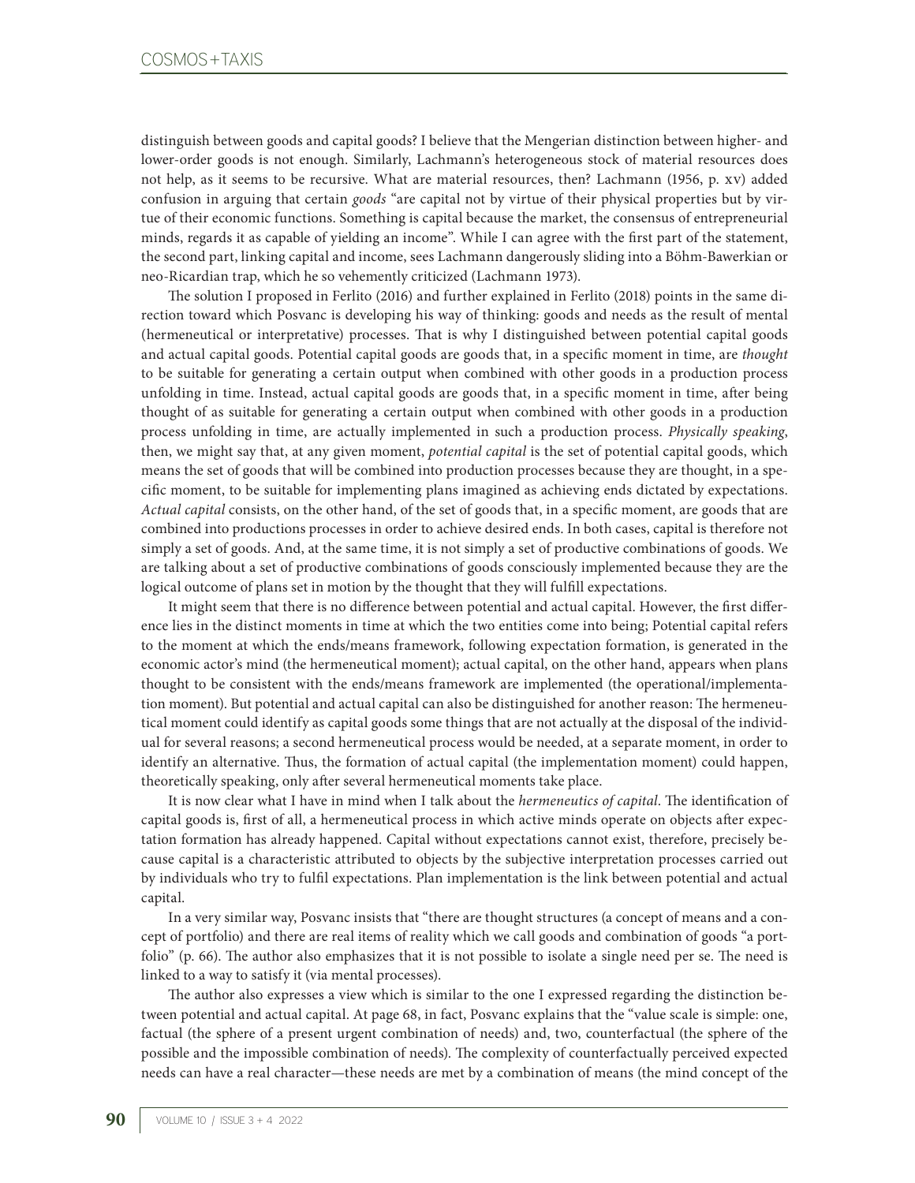distinguish between goods and capital goods? I believe that the Mengerian distinction between higher- and lower-order goods is not enough. Similarly, Lachmann's heterogeneous stock of material resources does not help, as it seems to be recursive. What are material resources, then? Lachmann (1956, p. xv) added confusion in arguing that certain *goods* "are capital not by virtue of their physical properties but by virtue of their economic functions. Something is capital because the market, the consensus of entrepreneurial minds, regards it as capable of yielding an income". While I can agree with the first part of the statement, the second part, linking capital and income, sees Lachmann dangerously sliding into a Böhm-Bawerkian or neo-Ricardian trap, which he so vehemently criticized (Lachmann 1973).

The solution I proposed in Ferlito (2016) and further explained in Ferlito (2018) points in the same direction toward which Posvanc is developing his way of thinking: goods and needs as the result of mental (hermeneutical or interpretative) processes. That is why I distinguished between potential capital goods and actual capital goods. Potential capital goods are goods that, in a specific moment in time, are *thought* to be suitable for generating a certain output when combined with other goods in a production process unfolding in time. Instead, actual capital goods are goods that, in a specific moment in time, after being thought of as suitable for generating a certain output when combined with other goods in a production process unfolding in time, are actually implemented in such a production process. *Physically speaking*, then, we might say that, at any given moment, *potential capital* is the set of potential capital goods, which means the set of goods that will be combined into production processes because they are thought, in a specific moment, to be suitable for implementing plans imagined as achieving ends dictated by expectations. *Actual capital* consists, on the other hand, of the set of goods that, in a specific moment, are goods that are combined into productions processes in order to achieve desired ends. In both cases, capital is therefore not simply a set of goods. And, at the same time, it is not simply a set of productive combinations of goods. We are talking about a set of productive combinations of goods consciously implemented because they are the logical outcome of plans set in motion by the thought that they will fulfill expectations.

It might seem that there is no difference between potential and actual capital. However, the first difference lies in the distinct moments in time at which the two entities come into being; Potential capital refers to the moment at which the ends/means framework, following expectation formation, is generated in the economic actor's mind (the hermeneutical moment); actual capital, on the other hand, appears when plans thought to be consistent with the ends/means framework are implemented (the operational/implementation moment). But potential and actual capital can also be distinguished for another reason: The hermeneutical moment could identify as capital goods some things that are not actually at the disposal of the individual for several reasons; a second hermeneutical process would be needed, at a separate moment, in order to identify an alternative. Thus, the formation of actual capital (the implementation moment) could happen, theoretically speaking, only after several hermeneutical moments take place.

It is now clear what I have in mind when I talk about the *hermeneutics of capital*. The identification of capital goods is, first of all, a hermeneutical process in which active minds operate on objects after expectation formation has already happened. Capital without expectations cannot exist, therefore, precisely because capital is a characteristic attributed to objects by the subjective interpretation processes carried out by individuals who try to fulfil expectations. Plan implementation is the link between potential and actual capital.

In a very similar way, Posvanc insists that "there are thought structures (a concept of means and a concept of portfolio) and there are real items of reality which we call goods and combination of goods "a portfolio" (p. 66). The author also emphasizes that it is not possible to isolate a single need per se. The need is linked to a way to satisfy it (via mental processes).

The author also expresses a view which is similar to the one I expressed regarding the distinction between potential and actual capital. At page 68, in fact, Posvanc explains that the "value scale is simple: one, factual (the sphere of a present urgent combination of needs) and, two, counterfactual (the sphere of the possible and the impossible combination of needs). The complexity of counterfactually perceived expected needs can have a real character—these needs are met by a combination of means (the mind concept of the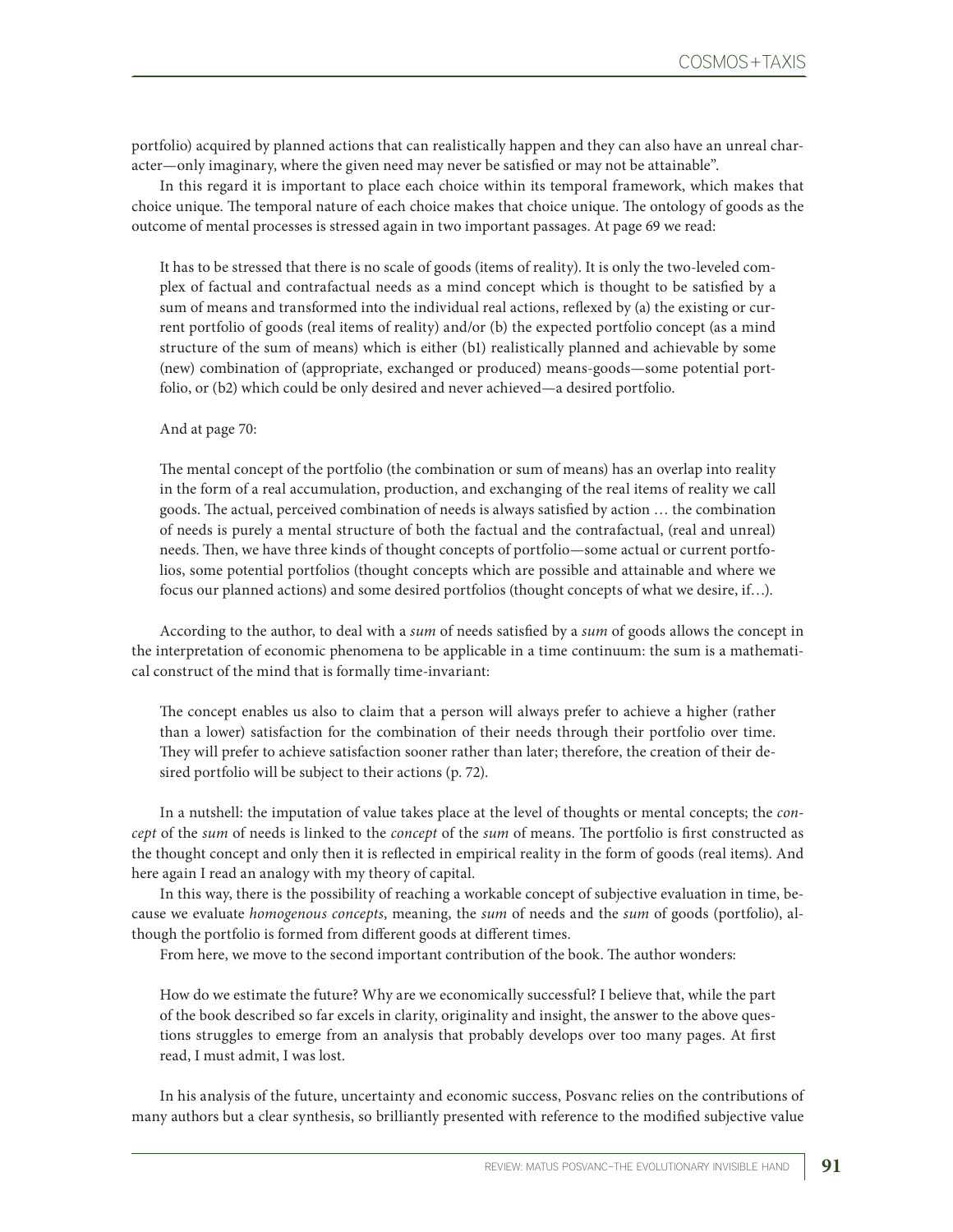portfolio) acquired by planned actions that can realistically happen and they can also have an unreal character—only imaginary, where the given need may never be satisfied or may not be attainable".

In this regard it is important to place each choice within its temporal framework, which makes that choice unique. The temporal nature of each choice makes that choice unique. The ontology of goods as the outcome of mental processes is stressed again in two important passages. At page 69 we read:

> It has to be stressed that there is no scale of goods (items of reality). It is only the two-leveled complex of factual and contrafactual needs as a mind concept which is thought to be satisfied by a sum of means and transformed into the individual real actions, reflexed by (a) the existing or current portfolio of goods (real items of reality) and/or (b) the expected portfolio concept (as a mind structure of the sum of means) which is either (b1) realistically planned and achievable by some (new) combination of (appropriate, exchanged or produced) means-goods—some potential portfolio, or (b2) which could be only desired and never achieved—a desired portfolio.

And at page 70:

> The mental concept of the portfolio (the combination or sum of means) has an overlap into reality in the form of a real accumulation, production, and exchanging of the real items of reality we call goods. The actual, perceived combination of needs is always satisfied by action … the combination of needs is purely a mental structure of both the factual and the contrafactual, (real and unreal) needs. Then, we have three kinds of thought concepts of portfolio—some actual or current portfolios, some potential portfolios (thought concepts which are possible and attainable and where we focus our planned actions) and some desired portfolios (thought concepts of what we desire, if…).

According to the author, to deal with a *sum* of needs satisfied by a *sum* of goods allows the concept in the interpretation of economic phenomena to be applicable in a time continuum: the sum is a mathematical construct of the mind that is formally time-invariant:

> The concept enables us also to claim that a person will always prefer to achieve a higher (rather than a lower) satisfaction for the combination of their needs through their portfolio over time. They will prefer to achieve satisfaction sooner rather than later; therefore, the creation of their desired portfolio will be subject to their actions (p. 72).

In a nutshell: the imputation of value takes place at the level of thoughts or mental concepts; the *concept* of the *sum* of needs is linked to the *concept* of the *sum* of means. The portfolio is first constructed as the thought concept and only then it is reflected in empirical reality in the form of goods (real items). And here again I read an analogy with my theory of capital.

In this way, there is the possibility of reaching a workable concept of subjective evaluation in time, because we evaluate *homogenous concepts*, meaning, the *sum* of needs and the *sum* of goods (portfolio), although the portfolio is formed from different goods at different times.

From here, we move to the second important contribution of the book. The author wonders:

> How do we estimate the future? Why are we economically successful? I believe that, while the part of the book described so far excels in clarity, originality and insight, the answer to the above questions struggles to emerge from an analysis that probably develops over too many pages. At first read, I must admit, I was lost.

In his analysis of the future, uncertainty and economic success, Posvanc relies on the contributions of many authors but a clear synthesis, so brilliantly presented with reference to the modified subjective value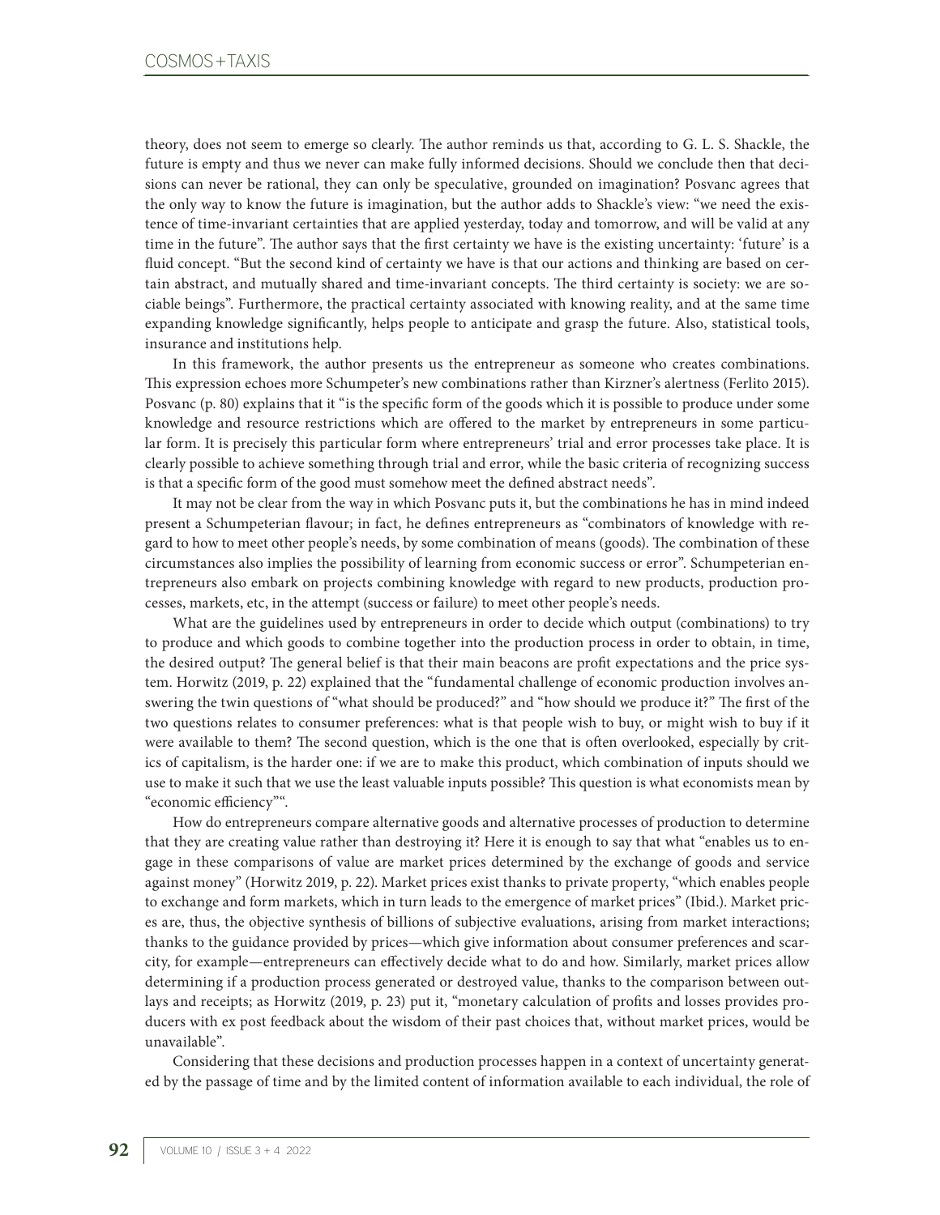theory, does not seem to emerge so clearly. The author reminds us that, according to G. L. S. Shackle, the future is empty and thus we never can make fully informed decisions. Should we conclude then that decisions can never be rational, they can only be speculative, grounded on imagination? Posvanc agrees that the only way to know the future is imagination, but the author adds to Shackle's view: "we need the existence of time-invariant certainties that are applied yesterday, today and tomorrow, and will be valid at any time in the future". The author says that the first certainty we have is the existing uncertainty: 'future' is a fluid concept. "But the second kind of certainty we have is that our actions and thinking are based on certain abstract, and mutually shared and time-invariant concepts. The third certainty is society: we are sociable beings". Furthermore, the practical certainty associated with knowing reality, and at the same time expanding knowledge significantly, helps people to anticipate and grasp the future. Also, statistical tools, insurance and institutions help.

In this framework, the author presents us the entrepreneur as someone who creates combinations. This expression echoes more Schumpeter's new combinations rather than Kirzner's alertness (Ferlito 2015). Posvanc (p. 80) explains that it "is the specific form of the goods which it is possible to produce under some knowledge and resource restrictions which are offered to the market by entrepreneurs in some particular form. It is precisely this particular form where entrepreneurs' trial and error processes take place. It is clearly possible to achieve something through trial and error, while the basic criteria of recognizing success is that a specific form of the good must somehow meet the defined abstract needs".

It may not be clear from the way in which Posvanc puts it, but the combinations he has in mind indeed present a Schumpeterian flavour; in fact, he defines entrepreneurs as "combinators of knowledge with regard to how to meet other people's needs, by some combination of means (goods). The combination of these circumstances also implies the possibility of learning from economic success or error". Schumpeterian entrepreneurs also embark on projects combining knowledge with regard to new products, production processes, markets, etc, in the attempt (success or failure) to meet other people's needs.

What are the guidelines used by entrepreneurs in order to decide which output (combinations) to try to produce and which goods to combine together into the production process in order to obtain, in time, the desired output? The general belief is that their main beacons are profit expectations and the price system. Horwitz (2019, p. 22) explained that the "fundamental challenge of economic production involves answering the twin questions of "what should be produced?" and "how should we produce it?" The first of the two questions relates to consumer preferences: what is that people wish to buy, or might wish to buy if it were available to them? The second question, which is the one that is often overlooked, especially by critics of capitalism, is the harder one: if we are to make this product, which combination of inputs should we use to make it such that we use the least valuable inputs possible? This question is what economists mean by "economic efficiency"".

How do entrepreneurs compare alternative goods and alternative processes of production to determine that they are creating value rather than destroying it? Here it is enough to say that what "enables us to engage in these comparisons of value are market prices determined by the exchange of goods and service against money" (Horwitz 2019, p. 22). Market prices exist thanks to private property, "which enables people to exchange and form markets, which in turn leads to the emergence of market prices" (Ibid.). Market prices are, thus, the objective synthesis of billions of subjective evaluations, arising from market interactions; thanks to the guidance provided by prices—which give information about consumer preferences and scarcity, for example—entrepreneurs can effectively decide what to do and how. Similarly, market prices allow determining if a production process generated or destroyed value, thanks to the comparison between outlays and receipts; as Horwitz (2019, p. 23) put it, "monetary calculation of profits and losses provides producers with ex post feedback about the wisdom of their past choices that, without market prices, would be unavailable".

Considering that these decisions and production processes happen in a context of uncertainty generated by the passage of time and by the limited content of information available to each individual, the role of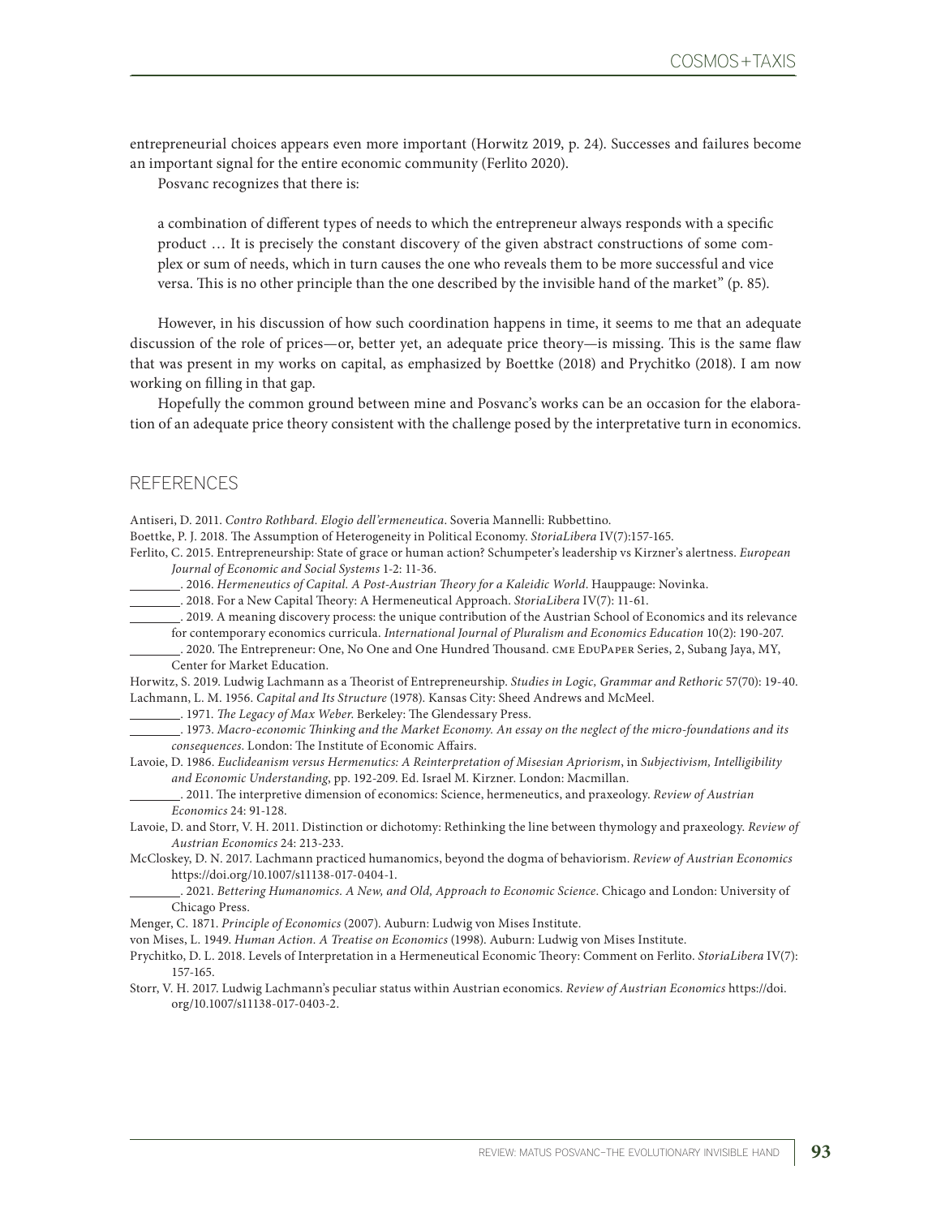entrepreneurial choices appears even more important (Horwitz 2019, p. 24). Successes and failures become an important signal for the entire economic community (Ferlito 2020).

Posvanc recognizes that there is:

> a combination of different types of needs to which the entrepreneur always responds with a specific product … It is precisely the constant discovery of the given abstract constructions of some complex or sum of needs, which in turn causes the one who reveals them to be more successful and vice versa. This is no other principle than the one described by the invisible hand of the market" (p. 85).

However, in his discussion of how such coordination happens in time, it seems to me that an adequate discussion of the role of prices—or, better yet, an adequate price theory—is missing. This is the same flaw that was present in my works on capital, as emphasized by Boettke (2018) and Prychitko (2018). I am now working on filling in that gap.

Hopefully the common ground between mine and Posvanc's works can be an occasion for the elaboration of an adequate price theory consistent with the challenge posed by the interpretative turn in economics.

## REFERENCES

Antiseri, D. 2011. *Contro Rothbard. Elogio dell'ermeneutica*. Soveria Mannelli: Rubbettino.

Boettke, P. J. 2018. The Assumption of Heterogeneity in Political Economy. *StoriaLibera* IV(7):157-165.

Ferlito, C. 2015. Entrepreneurship: State of grace or human action? Schumpeter's leadership vs Kirzner's alertness. *European Journal of Economic and Social Systems* 1-2: 11-36.

________. 2016. *Hermeneutics of Capital. A Post-Austrian Theory for a Kaleidic World*. Hauppauge: Novinka.

________. 2018. For a New Capital Theory: A Hermeneutical Approach. *StoriaLibera* IV(7): 11-61.

________. 2019. A meaning discovery process: the unique contribution of the Austrian School of Economics and its relevance for contemporary economics curricula. *International Journal of Pluralism and Economics Education* 10(2): 190-207.

________. 2020. The Entrepreneur: One, No One and One Hundred Thousand. CME EduPaper Series, 2, Subang Jaya, MY, Center for Market Education.

Horwitz, S. 2019. Ludwig Lachmann as a Theorist of Entrepreneurship. *Studies in Logic, Grammar and Rethoric* 57(70): 19-40.

Lachmann, L. M. 1956. *Capital and Its Structure* (1978). Kansas City: Sheed Andrews and McMeel.

________. 1971. *The Legacy of Max Weber*. Berkeley: The Glendessary Press.

________. 1973. *Macro-economic Thinking and the Market Economy. An essay on the neglect of the micro-foundations and its consequences*. London: The Institute of Economic Affairs.

Lavoie, D. 1986. *Euclideanism versus Hermenutics: A Reinterpretation of Misesian Apriorism*, in *Subjectivism, Intelligibility and Economic Understanding*, pp. 192-209. Ed. Israel M. Kirzner. London: Macmillan.

________. 2011. The interpretive dimension of economics: Science, hermeneutics, and praxeology. *Review of Austrian Economics* 24: 91-128.

Lavoie, D. and Storr, V. H. 2011. Distinction or dichotomy: Rethinking the line between thymology and praxeology. *Review of Austrian Economics* 24: 213-233.

McCloskey, D. N. 2017. Lachmann practiced humanomics, beyond the dogma of behaviorism. *Review of Austrian Economics* https://doi.org/10.1007/s11138-017-0404-1.

________. 2021. *Bettering Humanomics. A New, and Old, Approach to Economic Science*. Chicago and London: University of Chicago Press.

Menger, C. 1871. *Principle of Economics* (2007). Auburn: Ludwig von Mises Institute.

von Mises, L. 1949. *Human Action. A Treatise on Economics* (1998). Auburn: Ludwig von Mises Institute.

Prychitko, D. L. 2018. Levels of Interpretation in a Hermeneutical Economic Theory: Comment on Ferlito. *StoriaLibera* IV(7): 157-165.

Storr, V. H. 2017. Ludwig Lachmann's peculiar status within Austrian economics. *Review of Austrian Economics* https://doi.org/10.1007/s11138-017-0403-2.